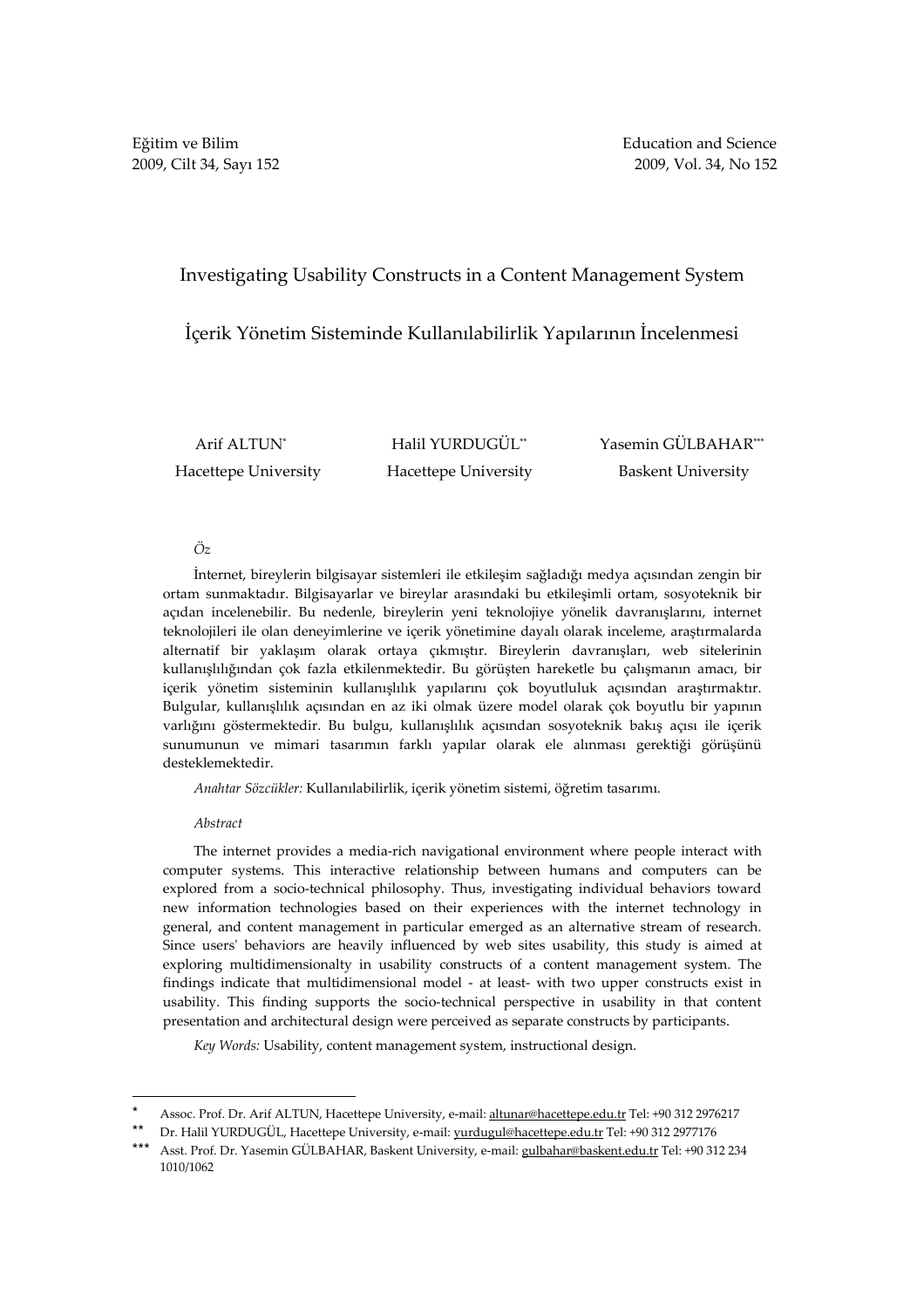Eğitim ve Bilim
2009, Cilt 34, Sayı 152

Education and Science
2009, Vol. 34, No 152

# Investigating Usability Constructs in a Content Management System

# İçerik Yönetim Sisteminde Kullanılabilirlik Yapılarının İncelenmesi

Arif ALTUN[*]
Hacettepe University

Halil YURDUGÜL[**]
Hacettepe University

Yasemin GÜLBAHAR[***]
Baskent University

*Öz*

İnternet, bireylerin bilgisayar sistemleri ile etkileşim sağladığı medya açısından zengin bir ortam sunmaktadır. Bilgisayarlar ve bireylar arasındaki bu etkileşimli ortam, sosyoteknik bir açıdan incelenebilir. Bu nedenle, bireylerin yeni teknolojiye yönelik davranışlarını, internet teknolojileri ile olan deneyimlerine ve içerik yönetimine dayalı olarak inceleme, araştırmalarda alternatif bir yaklaşım olarak ortaya çıkmıştır. Bireylerin davranışları, web sitelerinin kullanışlılığından çok fazla etkilenmektedir. Bu görüşten hareketle bu çalışmanın amacı, bir içerik yönetim sisteminin kullanışlılık yapılarını çok boyutluluk açısından araştırmaktır. Bulgular, kullanışlılık açısından en az iki olmak üzere model olarak çok boyutlu bir yapının varlığını göstermektedir. Bu bulgu, kullanışlılık açısından sosyoteknik bakış açısı ile içerik sunumunun ve mimari tasarımın farklı yapılar olarak ele alınması gerektiği görüşünü desteklemektedir.

*Anahtar Sözcükler:* Kullanılabilirlik, içerik yönetim sistemi, öğretim tasarımı.

*Abstract*

The internet provides a media-rich navigational environment where people interact with computer systems. This interactive relationship between humans and computers can be explored from a socio-technical philosophy. Thus, investigating individual behaviors toward new information technologies based on their experiences with the internet technology in general, and content management in particular emerged as an alternative stream of research. Since users' behaviors are heavily influenced by web sites usability, this study is aimed at exploring multidimensionalty in usability constructs of a content management system. The findings indicate that multidimensional model - at least- with two upper constructs exist in usability. This finding supports the socio-technical perspective in usability in that content presentation and architectural design were perceived as separate constructs by participants.

*Key Words:* Usability, content management system, instructional design.

---

[*] Assoc. Prof. Dr. Arif ALTUN, Hacettepe University, e-mail: altunar@hacettepe.edu.tr Tel: +90 312 2976217

[**] Dr. Halil YURDUGÜL, Hacettepe University, e-mail: yurdugul@hacettepe.edu.tr Tel: +90 312 2977176

[***] Asst. Prof. Dr. Yasemin GÜLBAHAR, Baskent University, e-mail: gulbahar@baskent.edu.tr Tel: +90 312 234 1010/1062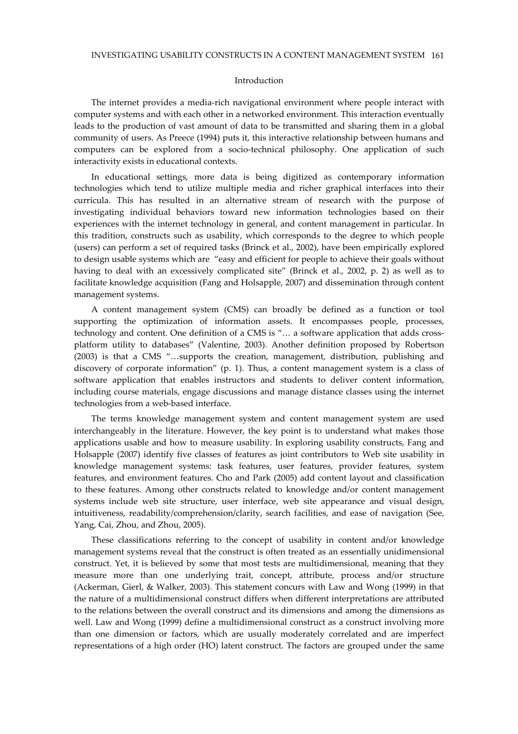## Introduction

The internet provides a media-rich navigational environment where people interact with computer systems and with each other in a networked environment. This interaction eventually leads to the production of vast amount of data to be transmitted and sharing them in a global community of users. As Preece (1994) puts it, this interactive relationship between humans and computers can be explored from a socio-technical philosophy. One application of such interactivity exists in educational contexts.

In educational settings, more data is being digitized as contemporary information technologies which tend to utilize multiple media and richer graphical interfaces into their curricula. This has resulted in an alternative stream of research with the purpose of investigating individual behaviors toward new information technologies based on their experiences with the internet technology in general, and content management in particular. In this tradition, constructs such as usability, which corresponds to the degree to which people (users) can perform a set of required tasks (Brinck et al., 2002), have been empirically explored to design usable systems which are "easy and efficient for people to achieve their goals without having to deal with an excessively complicated site" (Brinck et al., 2002, p. 2) as well as to facilitate knowledge acquisition (Fang and Holsapple, 2007) and dissemination through content management systems.

A content management system (CMS) can broadly be defined as a function or tool supporting the optimization of information assets. It encompasses people, processes, technology and content. One definition of a CMS is "… a software application that adds cross-platform utility to databases" (Valentine, 2003). Another definition proposed by Robertson (2003) is that a CMS "…supports the creation, management, distribution, publishing and discovery of corporate information" (p. 1). Thus, a content management system is a class of software application that enables instructors and students to deliver content information, including course materials, engage discussions and manage distance classes using the internet technologies from a web-based interface.

The terms knowledge management system and content management system are used interchangeably in the literature. However, the key point is to understand what makes those applications usable and how to measure usability. In exploring usability constructs, Fang and Holsapple (2007) identify five classes of features as joint contributors to Web site usability in knowledge management systems: task features, user features, provider features, system features, and environment features. Cho and Park (2005) add content layout and classification to these features. Among other constructs related to knowledge and/or content management systems include web site structure, user interface, web site appearance and visual design, intuitiveness, readability/comprehension/clarity, search facilities, and ease of navigation (See, Yang, Cai, Zhou, and Zhou, 2005).

These classifications referring to the concept of usability in content and/or knowledge management systems reveal that the construct is often treated as an essentially unidimensional construct. Yet, it is believed by some that most tests are multidimensional, meaning that they measure more than one underlying trait, concept, attribute, process and/or structure (Ackerman, Gierl, & Walker, 2003). This statement concurs with Law and Wong (1999) in that the nature of a multidimensional construct differs when different interpretations are attributed to the relations between the overall construct and its dimensions and among the dimensions as well. Law and Wong (1999) define a multidimensional construct as a construct involving more than one dimension or factors, which are usually moderately correlated and are imperfect representations of a high order (HO) latent construct. The factors are grouped under the same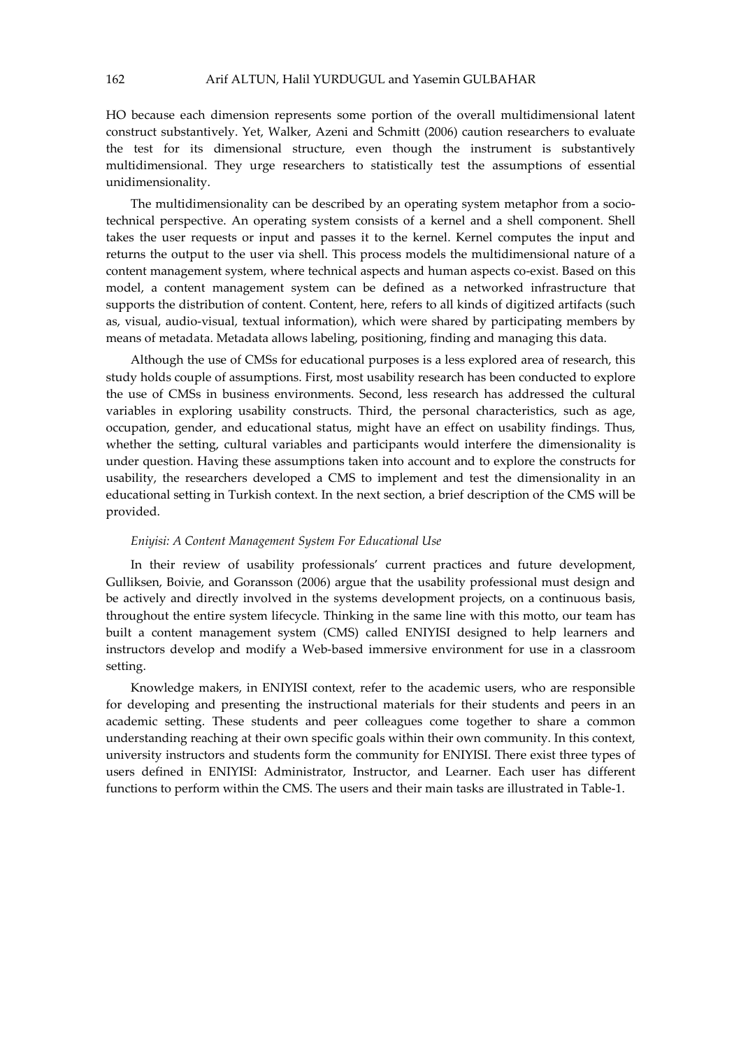HO because each dimension represents some portion of the overall multidimensional latent construct substantively. Yet, Walker, Azeni and Schmitt (2006) caution researchers to evaluate the test for its dimensional structure, even though the instrument is substantively multidimensional. They urge researchers to statistically test the assumptions of essential unidimensionality.

The multidimensionality can be described by an operating system metaphor from a socio-technical perspective. An operating system consists of a kernel and a shell component. Shell takes the user requests or input and passes it to the kernel. Kernel computes the input and returns the output to the user via shell. This process models the multidimensional nature of a content management system, where technical aspects and human aspects co-exist. Based on this model, a content management system can be defined as a networked infrastructure that supports the distribution of content. Content, here, refers to all kinds of digitized artifacts (such as, visual, audio-visual, textual information), which were shared by participating members by means of metadata. Metadata allows labeling, positioning, finding and managing this data.

Although the use of CMSs for educational purposes is a less explored area of research, this study holds couple of assumptions. First, most usability research has been conducted to explore the use of CMSs in business environments. Second, less research has addressed the cultural variables in exploring usability constructs. Third, the personal characteristics, such as age, occupation, gender, and educational status, might have an effect on usability findings. Thus, whether the setting, cultural variables and participants would interfere the dimensionality is under question. Having these assumptions taken into account and to explore the constructs for usability, the researchers developed a CMS to implement and test the dimensionality in an educational setting in Turkish context. In the next section, a brief description of the CMS will be provided.

### *Eniyisi: A Content Management System For Educational Use*

In their review of usability professionals' current practices and future development, Gulliksen, Boivie, and Goransson (2006) argue that the usability professional must design and be actively and directly involved in the systems development projects, on a continuous basis, throughout the entire system lifecycle. Thinking in the same line with this motto, our team has built a content management system (CMS) called ENIYISI designed to help learners and instructors develop and modify a Web-based immersive environment for use in a classroom setting.

Knowledge makers, in ENIYISI context, refer to the academic users, who are responsible for developing and presenting the instructional materials for their students and peers in an academic setting. These students and peer colleagues come together to share a common understanding reaching at their own specific goals within their own community. In this context, university instructors and students form the community for ENIYISI. There exist three types of users defined in ENIYISI: Administrator, Instructor, and Learner. Each user has different functions to perform within the CMS. The users and their main tasks are illustrated in Table-1.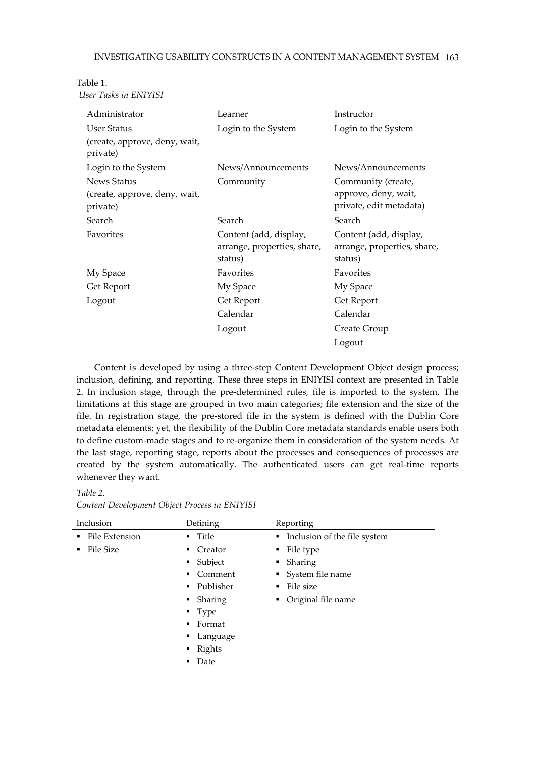Table 1.
*User Tasks in ENIYISI*

| Administrator | Learner | Instructor |
|---|---|---|
| User Status (create, approve, deny, wait, private) | Login to the System | Login to the System |
| Login to the System | News/Announcements | News/Announcements |
| News Status (create, approve, deny, wait, private) | Community | Community (create, approve, deny, wait, private, edit metadata) |
| Search | Search | Search |
| Favorites | Content (add, display, arrange, properties, share, status) | Content (add, display, arrange, properties, share, status) |
| My Space | Favorites | Favorites |
| Get Report | My Space | My Space |
| Logout | Get Report | Get Report |
| | Calendar | Calendar |
| | Logout | Create Group |
| | | Logout |

Content is developed by using a three-step Content Development Object design process; inclusion, defining, and reporting. These three steps in ENIYISI context are presented in Table 2. In inclusion stage, through the pre-determined rules, file is imported to the system. The limitations at this stage are grouped in two main categories; file extension and the size of the file. In registration stage, the pre-stored file in the system is defined with the Dublin Core metadata elements; yet, the flexibility of the Dublin Core metadata standards enable users both to define custom-made stages and to re-organize them in consideration of the system needs. At the last stage, reporting stage, reports about the processes and consequences of processes are created by the system automatically. The authenticated users can get real-time reports whenever they want.

*Table 2.*
*Content Development Object Process in ENIYISI*

| Inclusion | Defining | Reporting |
|---|---|---|
| ▪ File Extension | ▪ Title | ▪ Inclusion of the file system |
| ▪ File Size | ▪ Creator | ▪ File type |
| | ▪ Subject | ▪ Sharing |
| | ▪ Comment | ▪ System file name |
| | ▪ Publisher | ▪ File size |
| | ▪ Sharing | ▪ Original file name |
| | ▪ Type | |
| | ▪ Format | |
| | ▪ Language | |
| | ▪ Rights | |
| | ▪ Date | |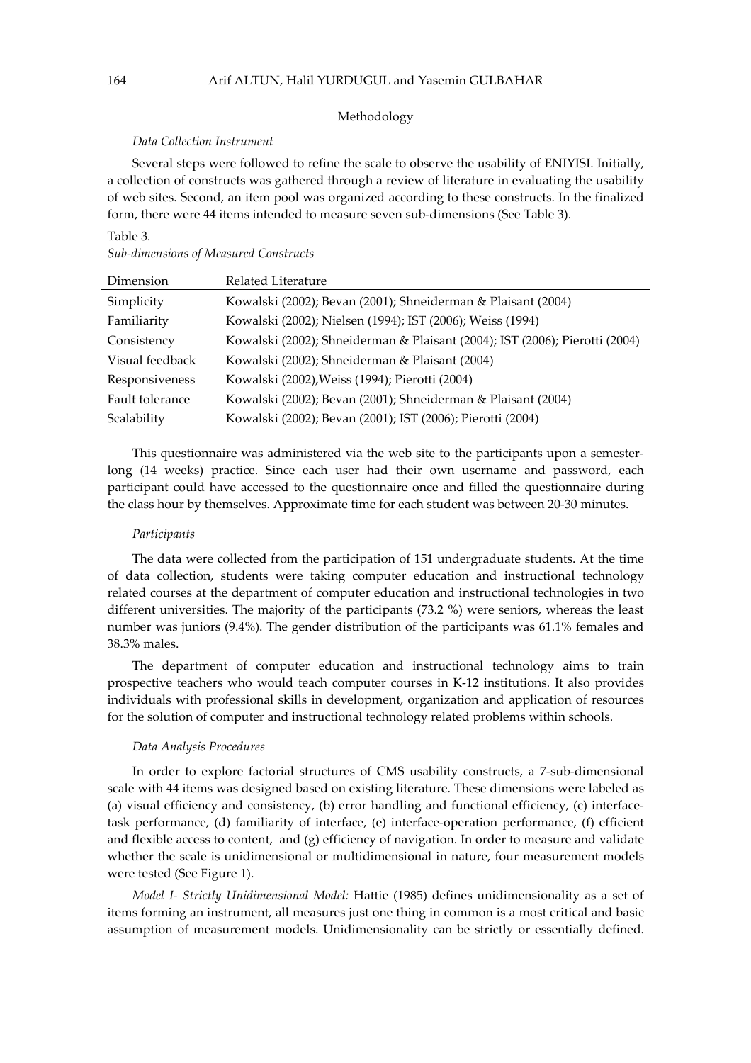## Methodology

### *Data Collection Instrument*

Several steps were followed to refine the scale to observe the usability of ENIYISI. Initially, a collection of constructs was gathered through a review of literature in evaluating the usability of web sites. Second, an item pool was organized according to these constructs. In the finalized form, there were 44 items intended to measure seven sub-dimensions (See Table 3).

Table 3.
*Sub-dimensions of Measured Constructs*

| Dimension | Related Literature |
| --- | --- |
| Simplicity | Kowalski (2002); Bevan (2001); Shneiderman & Plaisant (2004) |
| Familiarity | Kowalski (2002); Nielsen (1994); IST (2006); Weiss (1994) |
| Consistency | Kowalski (2002); Shneiderman & Plaisant (2004); IST (2006); Pierotti (2004) |
| Visual feedback | Kowalski (2002); Shneiderman & Plaisant (2004) |
| Responsiveness | Kowalski (2002),Weiss (1994); Pierotti (2004) |
| Fault tolerance | Kowalski (2002); Bevan (2001); Shneiderman & Plaisant (2004) |
| Scalability | Kowalski (2002); Bevan (2001); IST (2006); Pierotti (2004) |

This questionnaire was administered via the web site to the participants upon a semester-long (14 weeks) practice. Since each user had their own username and password, each participant could have accessed to the questionnaire once and filled the questionnaire during the class hour by themselves. Approximate time for each student was between 20-30 minutes.

### *Participants*

The data were collected from the participation of 151 undergraduate students. At the time of data collection, students were taking computer education and instructional technology related courses at the department of computer education and instructional technologies in two different universities. The majority of the participants (73.2 %) were seniors, whereas the least number was juniors (9.4%). The gender distribution of the participants was 61.1% females and 38.3% males.

The department of computer education and instructional technology aims to train prospective teachers who would teach computer courses in K-12 institutions. It also provides individuals with professional skills in development, organization and application of resources for the solution of computer and instructional technology related problems within schools.

### *Data Analysis Procedures*

In order to explore factorial structures of CMS usability constructs, a 7-sub-dimensional scale with 44 items was designed based on existing literature. These dimensions were labeled as (a) visual efficiency and consistency, (b) error handling and functional efficiency, (c) interface-task performance, (d) familiarity of interface, (e) interface-operation performance, (f) efficient and flexible access to content, and (g) efficiency of navigation. In order to measure and validate whether the scale is unidimensional or multidimensional in nature, four measurement models were tested (See Figure 1).

*Model I- Strictly Unidimensional Model:* Hattie (1985) defines unidimensionality as a set of items forming an instrument, all measures just one thing in common is a most critical and basic assumption of measurement models. Unidimensionality can be strictly or essentially defined.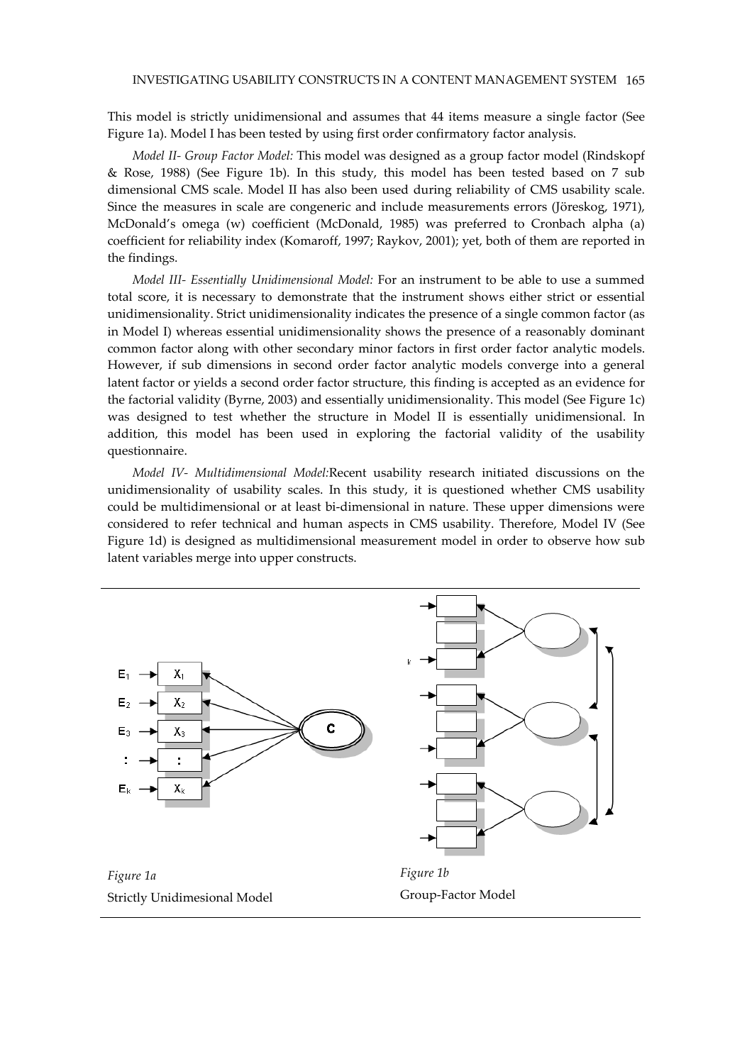This model is strictly unidimensional and assumes that 44 items measure a single factor (See Figure 1a). Model I has been tested by using first order confirmatory factor analysis.

*Model II- Group Factor Model:* This model was designed as a group factor model (Rindskopf & Rose, 1988) (See Figure 1b). In this study, this model has been tested based on 7 sub dimensional CMS scale. Model II has also been used during reliability of CMS usability scale. Since the measures in scale are congeneric and include measurements errors (Jöreskog, 1971), McDonald's omega (w) coefficient (McDonald, 1985) was preferred to Cronbach alpha (a) coefficient for reliability index (Komaroff, 1997; Raykov, 2001); yet, both of them are reported in the findings.

*Model III- Essentially Unidimensional Model:* For an instrument to be able to use a summed total score, it is necessary to demonstrate that the instrument shows either strict or essential unidimensionality. Strict unidimensionality indicates the presence of a single common factor (as in Model I) whereas essential unidimensionality shows the presence of a reasonably dominant common factor along with other secondary minor factors in first order factor analytic models. However, if sub dimensions in second order factor analytic models converge into a general latent factor or yields a second order factor structure, this finding is accepted as an evidence for the factorial validity (Byrne, 2003) and essentially unidimensionality. This model (See Figure 1c) was designed to test whether the structure in Model II is essentially unidimensional. In addition, this model has been used in exploring the factorial validity of the usability questionnaire.

*Model IV- Multidimensional Model:*Recent usability research initiated discussions on the unidimensionality of usability scales. In this study, it is questioned whether CMS usability could be multidimensional or at least bi-dimensional in nature. These upper dimensions were considered to refer technical and human aspects in CMS usability. Therefore, Model IV (See Figure 1d) is designed as multidimensional measurement model in order to observe how sub latent variables merge into upper constructs.

*Figure 1a*
Strictly Unidimesional Model

*Figure 1b*
Group-Factor Model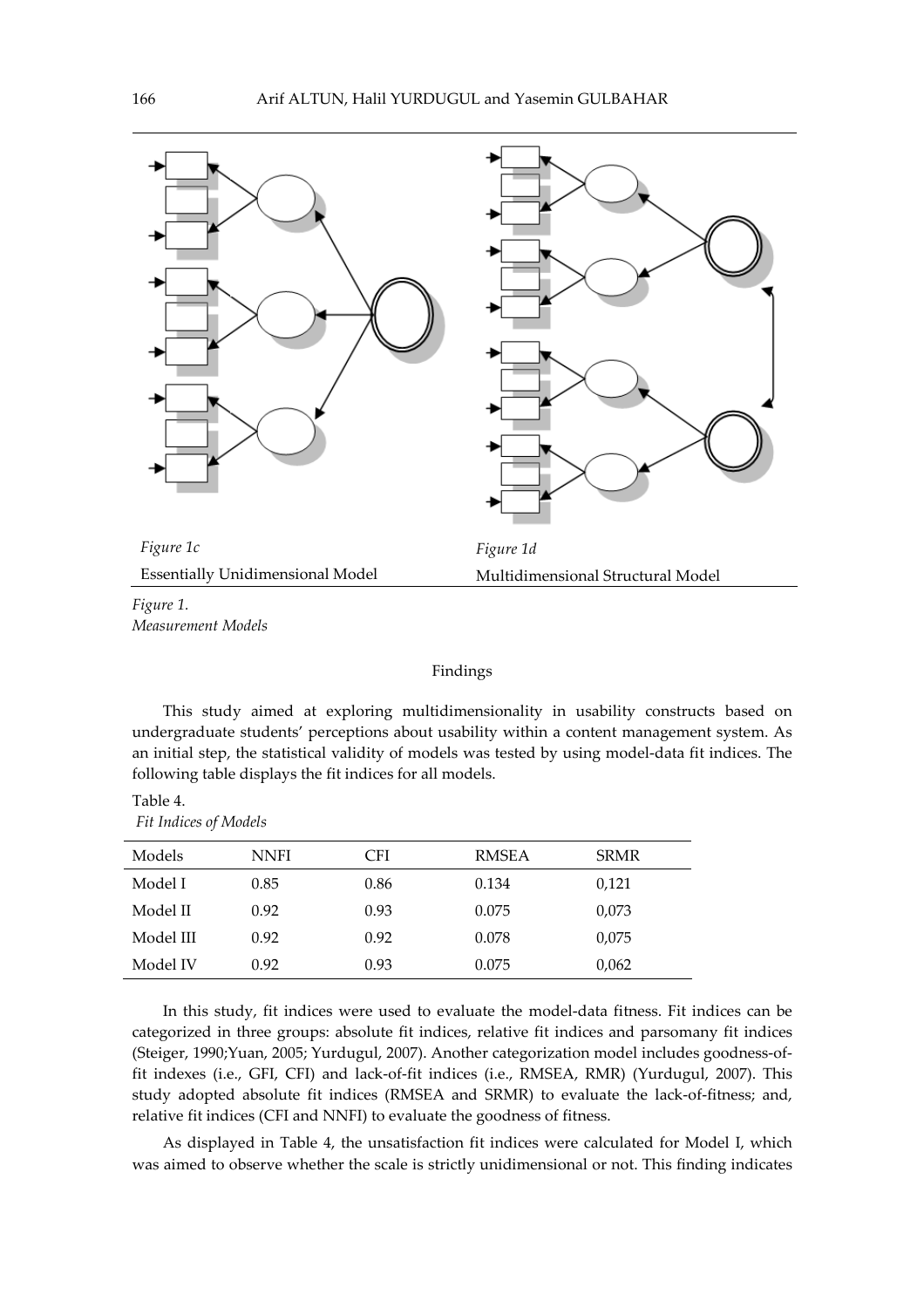Figure 1c

Essentially Unidimensional Model

Figure 1d

Multidimensional Structural Model

*Figure 1.*
*Measurement Models*

## Findings

This study aimed at exploring multidimensionality in usability constructs based on undergraduate students' perceptions about usability within a content management system. As an initial step, the statistical validity of models was tested by using model-data fit indices. The following table displays the fit indices for all models.

Table 4.
*Fit Indices of Models*

| Models | NNFI | CFI | RMSEA | SRMR |
|---|---|---|---|---|
| Model I | 0.85 | 0.86 | 0.134 | 0,121 |
| Model II | 0.92 | 0.93 | 0.075 | 0,073 |
| Model III | 0.92 | 0.92 | 0.078 | 0,075 |
| Model IV | 0.92 | 0.93 | 0.075 | 0,062 |

In this study, fit indices were used to evaluate the model-data fitness. Fit indices can be categorized in three groups: absolute fit indices, relative fit indices and parsomany fit indices (Steiger, 1990;Yuan, 2005; Yurdugul, 2007). Another categorization model includes goodness-of-fit indexes (i.e., GFI, CFI) and lack-of-fit indices (i.e., RMSEA, RMR) (Yurdugul, 2007). This study adopted absolute fit indices (RMSEA and SRMR) to evaluate the lack-of-fitness; and, relative fit indices (CFI and NNFI) to evaluate the goodness of fitness.

As displayed in Table 4, the unsatisfaction fit indices were calculated for Model I, which was aimed to observe whether the scale is strictly unidimensional or not. This finding indicates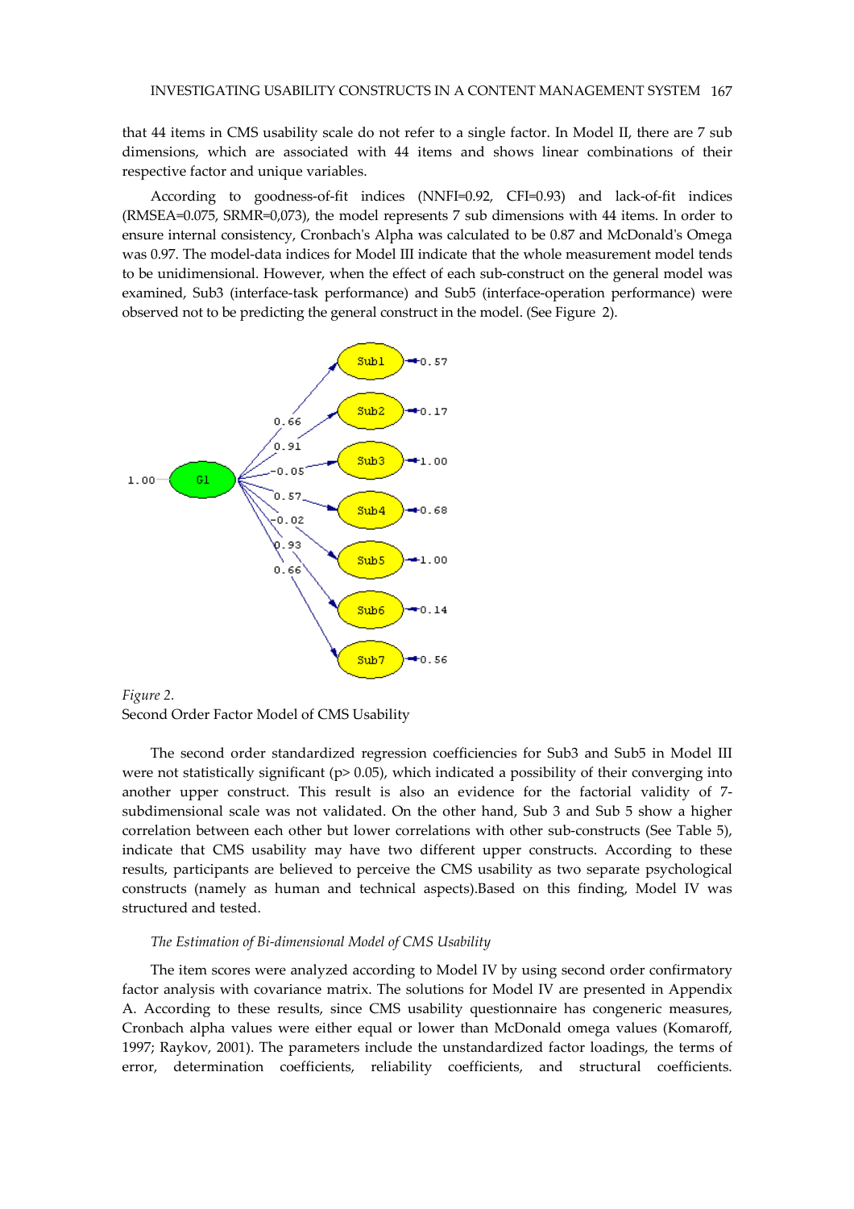that 44 items in CMS usability scale do not refer to a single factor. In Model II, there are 7 sub dimensions, which are associated with 44 items and shows linear combinations of their respective factor and unique variables.

According to goodness-of-fit indices (NNFI=0.92, CFI=0.93) and lack-of-fit indices (RMSEA=0.075, SRMR=0,073), the model represents 7 sub dimensions with 44 items. In order to ensure internal consistency, Cronbach's Alpha was calculated to be 0.87 and McDonald's Omega was 0.97. The model-data indices for Model III indicate that the whole measurement model tends to be unidimensional. However, when the effect of each sub-construct on the general model was examined, Sub3 (interface-task performance) and Sub5 (interface-operation performance) were observed not to be predicting the general construct in the model. (See Figure 2).

*Figure 2.*
Second Order Factor Model of CMS Usability

The second order standardized regression coefficiencies for Sub3 and Sub5 in Model III were not statistically significant ($p > 0.05$), which indicated a possibility of their converging into another upper construct. This result is also an evidence for the factorial validity of 7-subdimensional scale was not validated. On the other hand, Sub 3 and Sub 5 show a higher correlation between each other but lower correlations with other sub-constructs (See Table 5), indicate that CMS usability may have two different upper constructs. According to these results, participants are believed to perceive the CMS usability as two separate psychological constructs (namely as human and technical aspects).Based on this finding, Model IV was structured and tested.

*The Estimation of Bi-dimensional Model of CMS Usability*

The item scores were analyzed according to Model IV by using second order confirmatory factor analysis with covariance matrix. The solutions for Model IV are presented in Appendix A. According to these results, since CMS usability questionnaire has congeneric measures, Cronbach alpha values were either equal or lower than McDonald omega values (Komaroff, 1997; Raykov, 2001). The parameters include the unstandardized factor loadings, the terms of error, determination coefficients, reliability coefficients, and structural coefficients.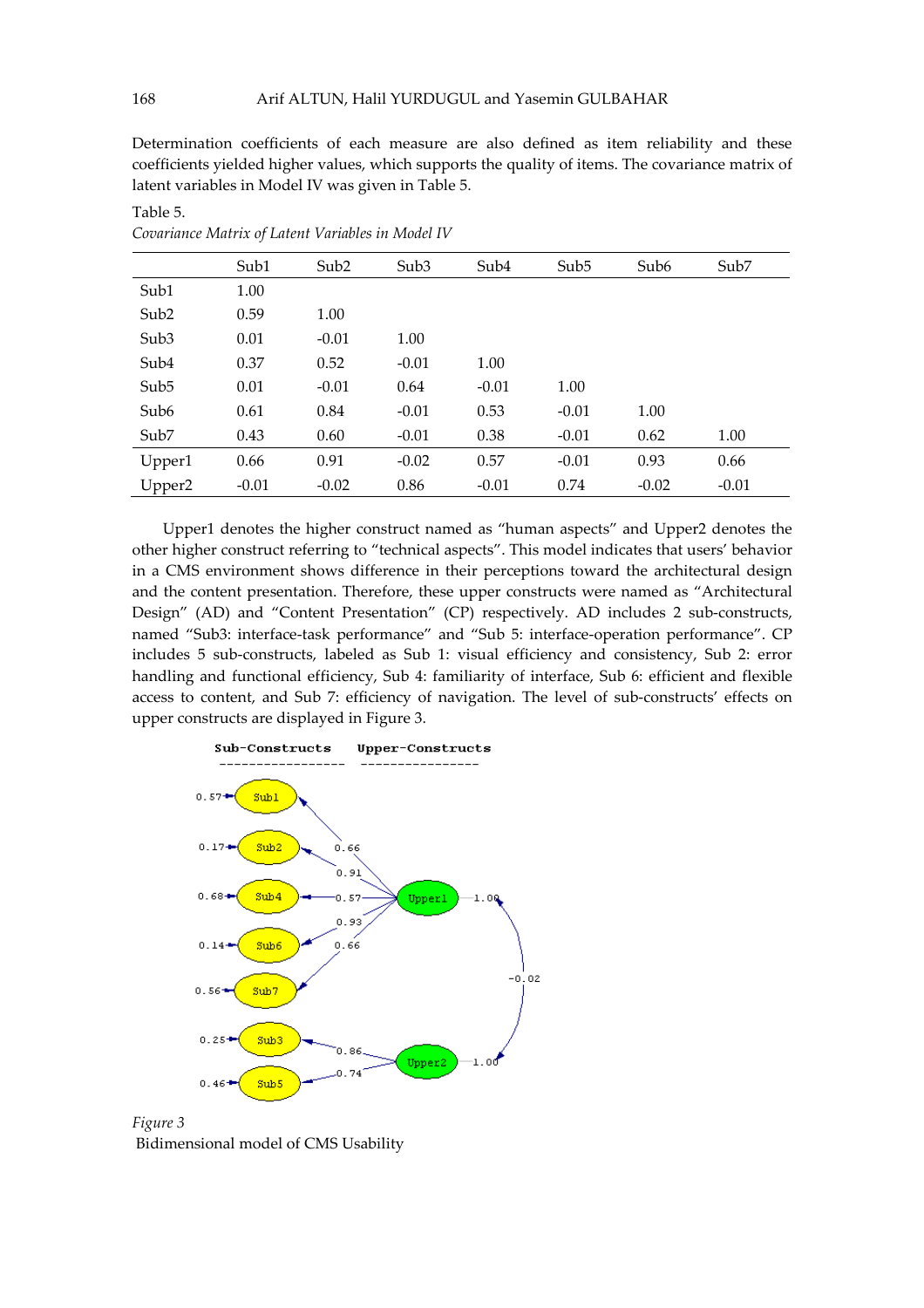Determination coefficients of each measure are also defined as item reliability and these coefficients yielded higher values, which supports the quality of items. The covariance matrix of latent variables in Model IV was given in Table 5.

Table 5.
*Covariance Matrix of Latent Variables in Model IV*

| | Sub1 | Sub2 | Sub3 | Sub4 | Sub5 | Sub6 | Sub7 |
|---|---|---|---|---|---|---|---|
| Sub1 | 1.00 | | | | | | |
| Sub2 | 0.59 | 1.00 | | | | | |
| Sub3 | 0.01 | -0.01 | 1.00 | | | | |
| Sub4 | 0.37 | 0.52 | -0.01 | 1.00 | | | |
| Sub5 | 0.01 | -0.01 | 0.64 | -0.01 | 1.00 | | |
| Sub6 | 0.61 | 0.84 | -0.01 | 0.53 | -0.01 | 1.00 | |
| Sub7 | 0.43 | 0.60 | -0.01 | 0.38 | -0.01 | 0.62 | 1.00 |
| Upper1 | 0.66 | 0.91 | -0.02 | 0.57 | -0.01 | 0.93 | 0.66 |
| Upper2 | -0.01 | -0.02 | 0.86 | -0.01 | 0.74 | -0.02 | -0.01 |

Upper1 denotes the higher construct named as "human aspects" and Upper2 denotes the other higher construct referring to "technical aspects". This model indicates that users' behavior in a CMS environment shows difference in their perceptions toward the architectural design and the content presentation. Therefore, these upper constructs were named as "Architectural Design" (AD) and "Content Presentation" (CP) respectively. AD includes 2 sub-constructs, named "Sub3: interface-task performance" and "Sub 5: interface-operation performance". CP includes 5 sub-constructs, labeled as Sub 1: visual efficiency and consistency, Sub 2: error handling and functional efficiency, Sub 4: familiarity of interface, Sub 6: efficient and flexible access to content, and Sub 7: efficiency of navigation. The level of sub-constructs' effects on upper constructs are displayed in Figure 3.

*Figure 3*
Bidimensional model of CMS Usability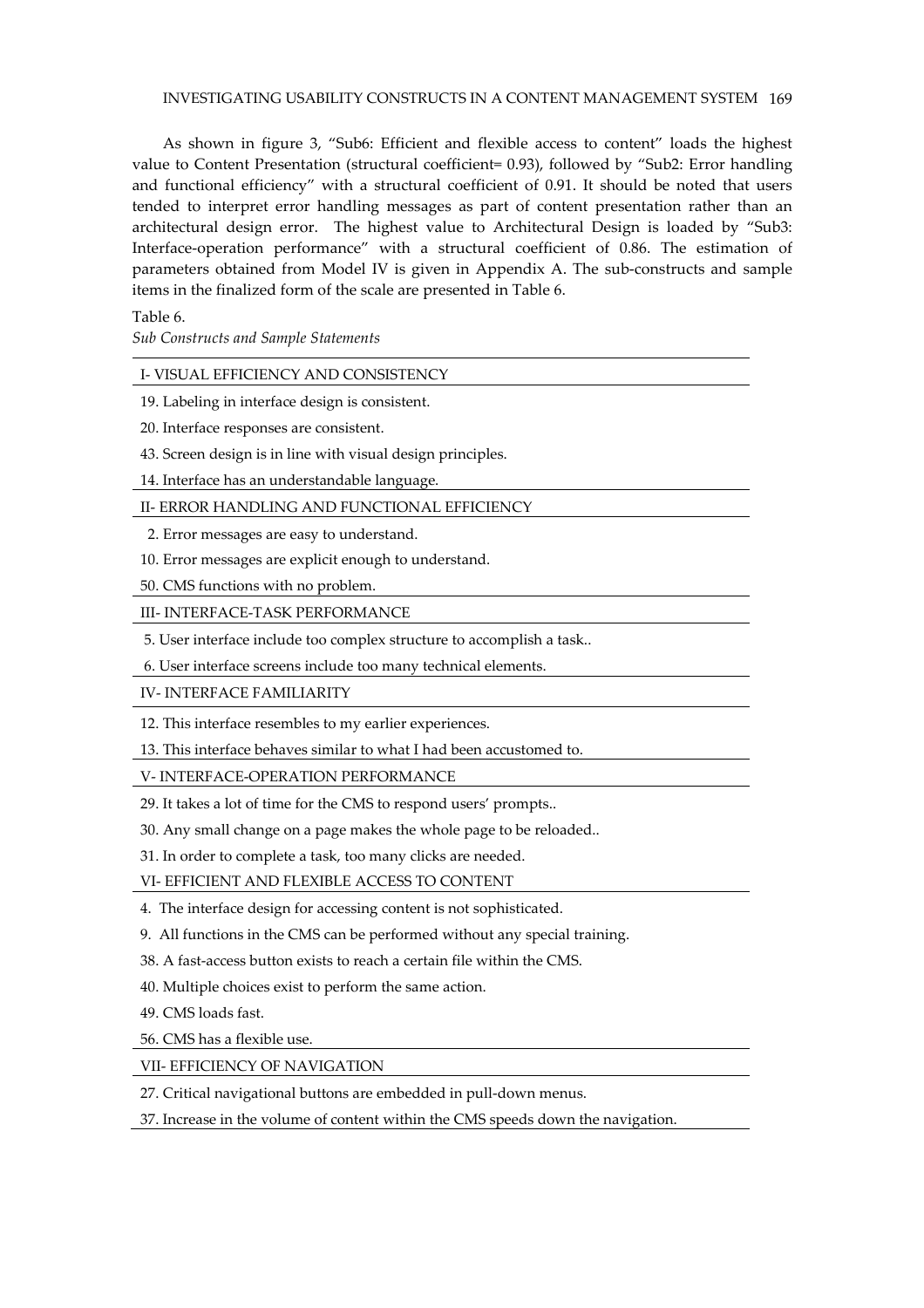As shown in figure 3, "Sub6: Efficient and flexible access to content" loads the highest value to Content Presentation (structural coefficient= 0.93), followed by "Sub2: Error handling and functional efficiency" with a structural coefficient of 0.91. It should be noted that users tended to interpret error handling messages as part of content presentation rather than an architectural design error. The highest value to Architectural Design is loaded by "Sub3: Interface-operation performance" with a structural coefficient of 0.86. The estimation of parameters obtained from Model IV is given in Appendix A. The sub-constructs and sample items in the finalized form of the scale are presented in Table 6.

Table 6.
*Sub Constructs and Sample Statements*

| |
|---|
| I- VISUAL EFFICIENCY AND CONSISTENCY |
| 19. Labeling in interface design is consistent. |
| 20. Interface responses are consistent. |
| 43. Screen design is in line with visual design principles. |
| 14. Interface has an understandable language. |
| II- ERROR HANDLING AND FUNCTIONAL EFFICIENCY |
| 2. Error messages are easy to understand. |
| 10. Error messages are explicit enough to understand. |
| 50. CMS functions with no problem. |
| III- INTERFACE-TASK PERFORMANCE |
| 5. User interface include too complex structure to accomplish a task.. |
| 6. User interface screens include too many technical elements. |
| IV- INTERFACE FAMILIARITY |
| 12. This interface resembles to my earlier experiences. |
| 13. This interface behaves similar to what I had been accustomed to. |
| V- INTERFACE-OPERATION PERFORMANCE |
| 29. It takes a lot of time for the CMS to respond users' prompts.. |
| 30. Any small change on a page makes the whole page to be reloaded.. |
| 31. In order to complete a task, too many clicks are needed. |
| VI- EFFICIENT AND FLEXIBLE ACCESS TO CONTENT |
| 4. The interface design for accessing content is not sophisticated. |
| 9. All functions in the CMS can be performed without any special training. |
| 38. A fast-access button exists to reach a certain file within the CMS. |
| 40. Multiple choices exist to perform the same action. |
| 49. CMS loads fast. |
| 56. CMS has a flexible use. |
| VII- EFFICIENCY OF NAVIGATION |
| 27. Critical navigational buttons are embedded in pull-down menus. |
| 37. Increase in the volume of content within the CMS speeds down the navigation. |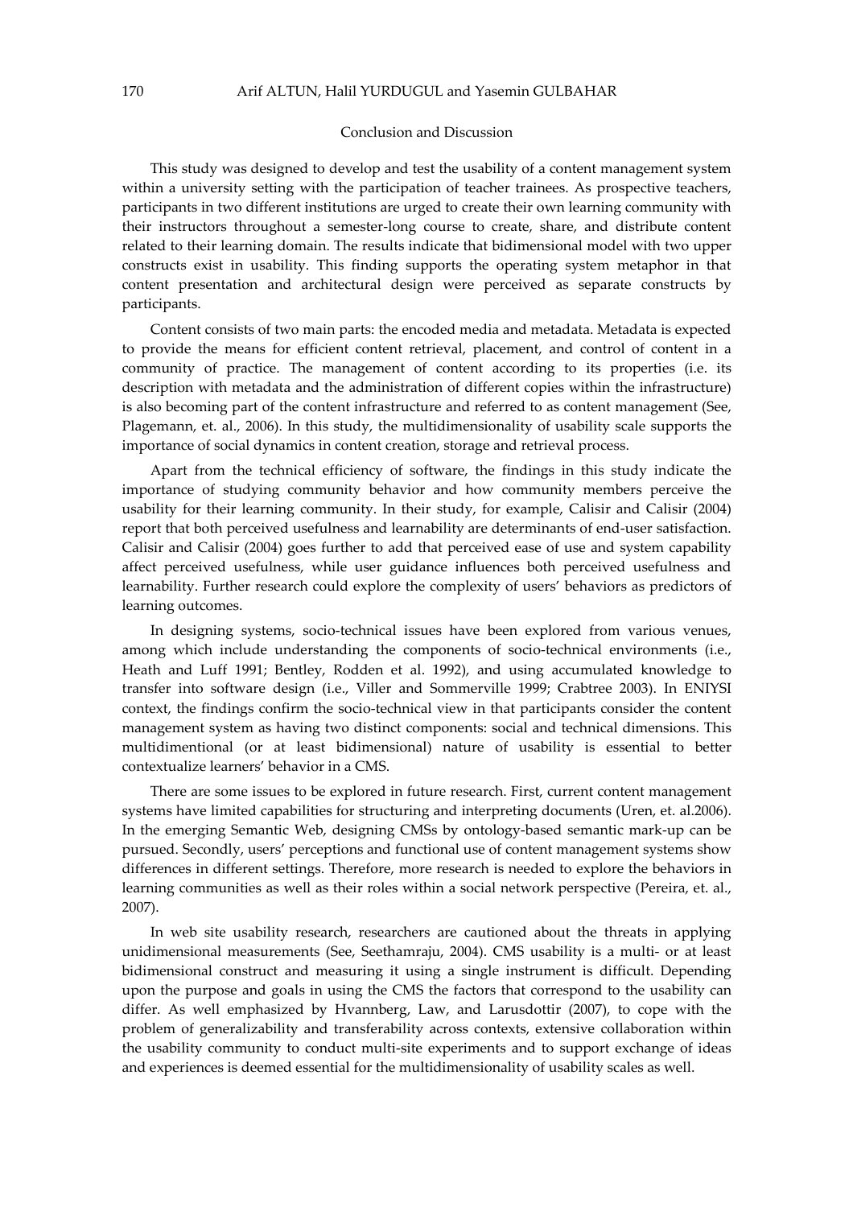## Conclusion and Discussion

This study was designed to develop and test the usability of a content management system within a university setting with the participation of teacher trainees. As prospective teachers, participants in two different institutions are urged to create their own learning community with their instructors throughout a semester-long course to create, share, and distribute content related to their learning domain. The results indicate that bidimensional model with two upper constructs exist in usability. This finding supports the operating system metaphor in that content presentation and architectural design were perceived as separate constructs by participants.

Content consists of two main parts: the encoded media and metadata. Metadata is expected to provide the means for efficient content retrieval, placement, and control of content in a community of practice. The management of content according to its properties (i.e. its description with metadata and the administration of different copies within the infrastructure) is also becoming part of the content infrastructure and referred to as content management (See, Plagemann, et. al., 2006). In this study, the multidimensionality of usability scale supports the importance of social dynamics in content creation, storage and retrieval process.

Apart from the technical efficiency of software, the findings in this study indicate the importance of studying community behavior and how community members perceive the usability for their learning community. In their study, for example, Calisir and Calisir (2004) report that both perceived usefulness and learnability are determinants of end-user satisfaction. Calisir and Calisir (2004) goes further to add that perceived ease of use and system capability affect perceived usefulness, while user guidance influences both perceived usefulness and learnability. Further research could explore the complexity of users' behaviors as predictors of learning outcomes.

In designing systems, socio-technical issues have been explored from various venues, among which include understanding the components of socio-technical environments (i.e., Heath and Luff 1991; Bentley, Rodden et al. 1992), and using accumulated knowledge to transfer into software design (i.e., Viller and Sommerville 1999; Crabtree 2003). In ENIYSI context, the findings confirm the socio-technical view in that participants consider the content management system as having two distinct components: social and technical dimensions. This multidimentional (or at least bidimensional) nature of usability is essential to better contextualize learners' behavior in a CMS.

There are some issues to be explored in future research. First, current content management systems have limited capabilities for structuring and interpreting documents (Uren, et. al.2006). In the emerging Semantic Web, designing CMSs by ontology-based semantic mark-up can be pursued. Secondly, users' perceptions and functional use of content management systems show differences in different settings. Therefore, more research is needed to explore the behaviors in learning communities as well as their roles within a social network perspective (Pereira, et. al., 2007).

In web site usability research, researchers are cautioned about the threats in applying unidimensional measurements (See, Seethamraju, 2004). CMS usability is a multi- or at least bidimensional construct and measuring it using a single instrument is difficult. Depending upon the purpose and goals in using the CMS the factors that correspond to the usability can differ. As well emphasized by Hvannberg, Law, and Larusdottir (2007), to cope with the problem of generalizability and transferability across contexts, extensive collaboration within the usability community to conduct multi-site experiments and to support exchange of ideas and experiences is deemed essential for the multidimensionality of usability scales as well.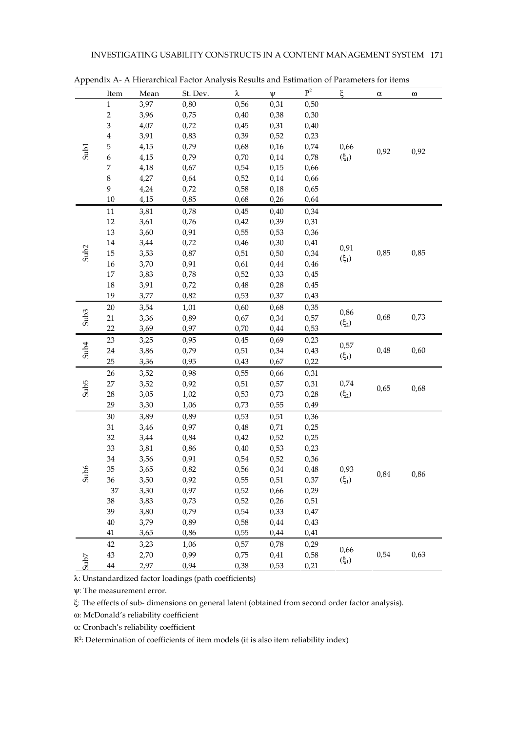Appendix A- A Hierarchical Factor Analysis Results and Estimation of Parameters for items

| | Item | Mean | St. Dev. | $\lambda$ | $\psi$ | $P^2$ | $\xi$ | $\alpha$ | $\omega$ |
|---|---|---|---|---|---|---|---|---|---|
| Sub1 | 1 | 3,97 | 0,80 | 0,56 | 0,31 | 0,50 | 0,66 ($\xi_1$) | 0,92 | 0,92 |
| | 2 | 3,96 | 0,75 | 0,40 | 0,38 | 0,30 | | | |
| | 3 | 4,07 | 0,72 | 0,45 | 0,31 | 0,40 | | | |
| | 4 | 3,91 | 0,83 | 0,39 | 0,52 | 0,23 | | | |
| | 5 | 4,15 | 0,79 | 0,68 | 0,16 | 0,74 | | | |
| | 6 | 4,15 | 0,79 | 0,70 | 0,14 | 0,78 | | | |
| | 7 | 4,18 | 0,67 | 0,54 | 0,15 | 0,66 | | | |
| | 8 | 4,27 | 0,64 | 0,52 | 0,14 | 0,66 | | | |
| | 9 | 4,24 | 0,72 | 0,58 | 0,18 | 0,65 | | | |
| | 10 | 4,15 | 0,85 | 0,68 | 0,26 | 0,64 | | | |
| Sub2 | 11 | 3,81 | 0,78 | 0,45 | 0,40 | 0,34 | 0,91 ($\xi_1$) | 0,85 | 0,85 |
| | 12 | 3,61 | 0,76 | 0,42 | 0,39 | 0,31 | | | |
| | 13 | 3,60 | 0,91 | 0,55 | 0,53 | 0,36 | | | |
| | 14 | 3,44 | 0,72 | 0,46 | 0,30 | 0,41 | | | |
| | 15 | 3,53 | 0,87 | 0,51 | 0,50 | 0,34 | | | |
| | 16 | 3,70 | 0,91 | 0,61 | 0,44 | 0,46 | | | |
| | 17 | 3,83 | 0,78 | 0,52 | 0,33 | 0,45 | | | |
| | 18 | 3,91 | 0,72 | 0,48 | 0,28 | 0,45 | | | |
| | 19 | 3,77 | 0,82 | 0,53 | 0,37 | 0,43 | | | |
| Sub3 | 20 | 3,54 | 1,01 | 0,60 | 0,68 | 0,35 | 0,86 ($\xi_2$) | 0,68 | 0,73 |
| | 21 | 3,36 | 0,89 | 0,67 | 0,34 | 0,57 | | | |
| | 22 | 3,69 | 0,97 | 0,70 | 0,44 | 0,53 | | | |
| Sub4 | 23 | 3,25 | 0,95 | 0,45 | 0,69 | 0,23 | 0,57 ($\xi_1$) | 0,48 | 0,60 |
| | 24 | 3,86 | 0,79 | 0,51 | 0,34 | 0,43 | | | |
| | 25 | 3,36 | 0,95 | 0,43 | 0,67 | 0,22 | | | |
| Sub5 | 26 | 3,52 | 0,98 | 0,55 | 0,66 | 0,31 | 0,74 ($\xi_2$) | 0,65 | 0,68 |
| | 27 | 3,52 | 0,92 | 0,51 | 0,57 | 0,31 | | | |
| | 28 | 3,05 | 1,02 | 0,53 | 0,73 | 0,28 | | | |
| | 29 | 3,30 | 1,06 | 0,73 | 0,55 | 0,49 | | | |
| Sub6 | 30 | 3,89 | 0,89 | 0,53 | 0,51 | 0,36 | 0,93 ($\xi_1$) | 0,84 | 0,86 |
| | 31 | 3,46 | 0,97 | 0,48 | 0,71 | 0,25 | | | |
| | 32 | 3,44 | 0,84 | 0,42 | 0,52 | 0,25 | | | |
| | 33 | 3,81 | 0,86 | 0,40 | 0,53 | 0,23 | | | |
| | 34 | 3,56 | 0,91 | 0,54 | 0,52 | 0,36 | | | |
| | 35 | 3,65 | 0,82 | 0,56 | 0,34 | 0,48 | | | |
| | 36 | 3,50 | 0,92 | 0,55 | 0,51 | 0,37 | | | |
| | 37 | 3,30 | 0,97 | 0,52 | 0,66 | 0,29 | | | |
| | 38 | 3,83 | 0,73 | 0,52 | 0,26 | 0,51 | | | |
| | 39 | 3,80 | 0,79 | 0,54 | 0,33 | 0,47 | | | |
| | 40 | 3,79 | 0,89 | 0,58 | 0,44 | 0,43 | | | |
| | 41 | 3,65 | 0,86 | 0,55 | 0,44 | 0,41 | | | |
| Sub7 | 42 | 3,23 | 1,06 | 0,57 | 0,78 | 0,29 | 0,66 ($\xi_1$) | 0,54 | 0,63 |
| | 43 | 2,70 | 0,99 | 0,75 | 0,41 | 0,58 | | | |
| | 44 | 2,97 | 0,94 | 0,38 | 0,53 | 0,21 | | | |

$\lambda$: Unstandardized factor loadings (path coefficients)

$\psi$: The measurement error.

$\xi$: The effects of sub- dimensions on general latent (obtained from second order factor analysis).

$\omega$: McDonald's reliability coefficient

$\alpha$: Cronbach's reliability coefficient

$R^2$: Determination of coefficients of item models (it is also item reliability index)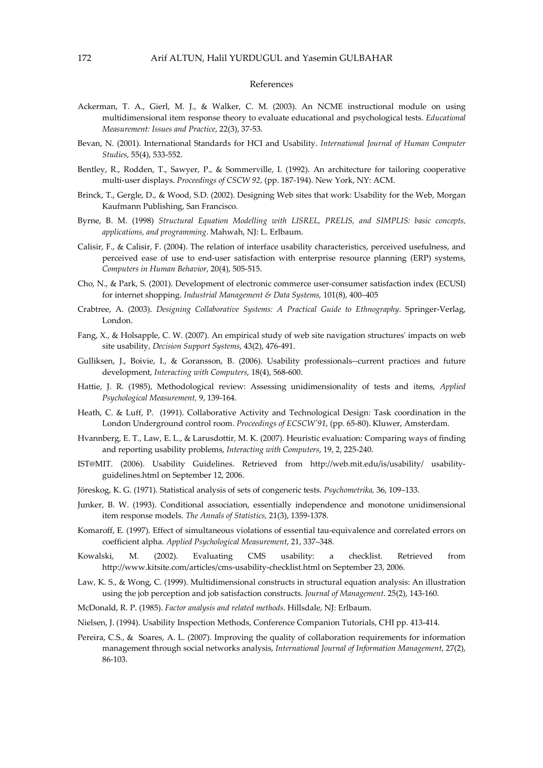## References

Ackerman, T. A., Gierl, M. J., & Walker, C. M. (2003). An NCME instructional module on using multidimensional item response theory to evaluate educational and psychological tests. *Educational Measurement: Issues and Practice*, 22(3), 37-53.

Bevan, N. (2001). International Standards for HCI and Usability. *International Journal of Human Computer Studies*, 55(4), 533-552.

Bentley, R., Rodden, T., Sawyer, P., & Sommerville, I. (1992). An architecture for tailoring cooperative multi-user displays. *Proceedings of CSCW 92,* (pp. 187-194). New York, NY: ACM.

Brinck, T., Gergle, D., & Wood, S.D. (2002). Designing Web sites that work: Usability for the Web, Morgan Kaufmann Publishing, San Francisco.

Byrne, B. M. (1998) *Structural Equation Modelling with LISREL, PRELIS, and SIMPLIS: basic concepts, applications, and programming*. Mahwah, NJ: L. Erlbaum.

Calisir, F., & Calisir, F. (2004). The relation of interface usability characteristics, perceived usefulness, and perceived ease of use to end-user satisfaction with enterprise resource planning (ERP) systems, *Computers in Human Behavior*, 20(4), 505-515.

Cho, N., & Park, S. (2001). Development of electronic commerce user-consumer satisfaction index (ECUSI) for internet shopping. *Industrial Management & Data Systems,* 101(8), 400–405

Crabtree, A. (2003). *Designing Collaborative Systems: A Practical Guide to Ethnography*. Springer-Verlag, London.

Fang, X., & Holsapple, C. W. (2007). An empirical study of web site navigation structures' impacts on web site usability, *Decision Support Systems*, 43(2), 476-491.

Gulliksen, J., Boivie, I., & Goransson, B. (2006). Usability professionals--current practices and future development, *Interacting with Computers*, 18(4), 568-600.

Hattie, J. R. (1985), Methodological review: Assessing unidimensionality of tests and items, *Applied Psychological Measurement,* 9, 139-164.

Heath, C. & Luff, P. (1991). Collaborative Activity and Technological Design: Task coordination in the London Underground control room. *Proceedings of ECSCW'91*, (pp. 65-80). Kluwer, Amsterdam.

Hvannberg, E. T., Law, E. L., & Larusdottir, M. K. (2007). Heuristic evaluation: Comparing ways of finding and reporting usability problems, *Interacting with Computers*, 19, 2, 225-240.

IST@MIT. (2006). Usability Guidelines. Retrieved from http://web.mit.edu/is/usability/ usability-guidelines.html on September 12, 2006.

Jöreskog, K. G. (1971). Statistical analysis of sets of congeneric tests. *Psychometrika,* 36, 109–133.

Junker, B. W. (1993). Conditional association, essentially independence and monotone unidimensional item response models. *The Annals of Statistics,* 21(3), 1359-1378.

Komaroff, E. (1997). Effect of simultaneous violations of essential tau-equivalence and correlated errors on coefficient alpha. *Applied Psychological Measurement*, 21, 337–348.

Kowalski, M. (2002). Evaluating CMS usability: a checklist. Retrieved from http://www.kitsite.com/articles/cms-usability-checklist.html on September 23, 2006.

Law, K. S., & Wong, C. (1999). Multidimensional constructs in structural equation analysis: An illustration using the job perception and job satisfaction constructs. *Journal of Management*. 25(2), 143-160.

McDonald, R. P. (1985). *Factor analysis and related methods*. Hillsdale, NJ: Erlbaum.

Nielsen, J. (1994). Usability Inspection Methods, Conference Companion Tutorials, CHI pp. 413-414.

Pereira, C.S., & Soares, A. L. (2007). Improving the quality of collaboration requirements for information management through social networks analysis, *International Journal of Information Management*, 27(2), 86-103.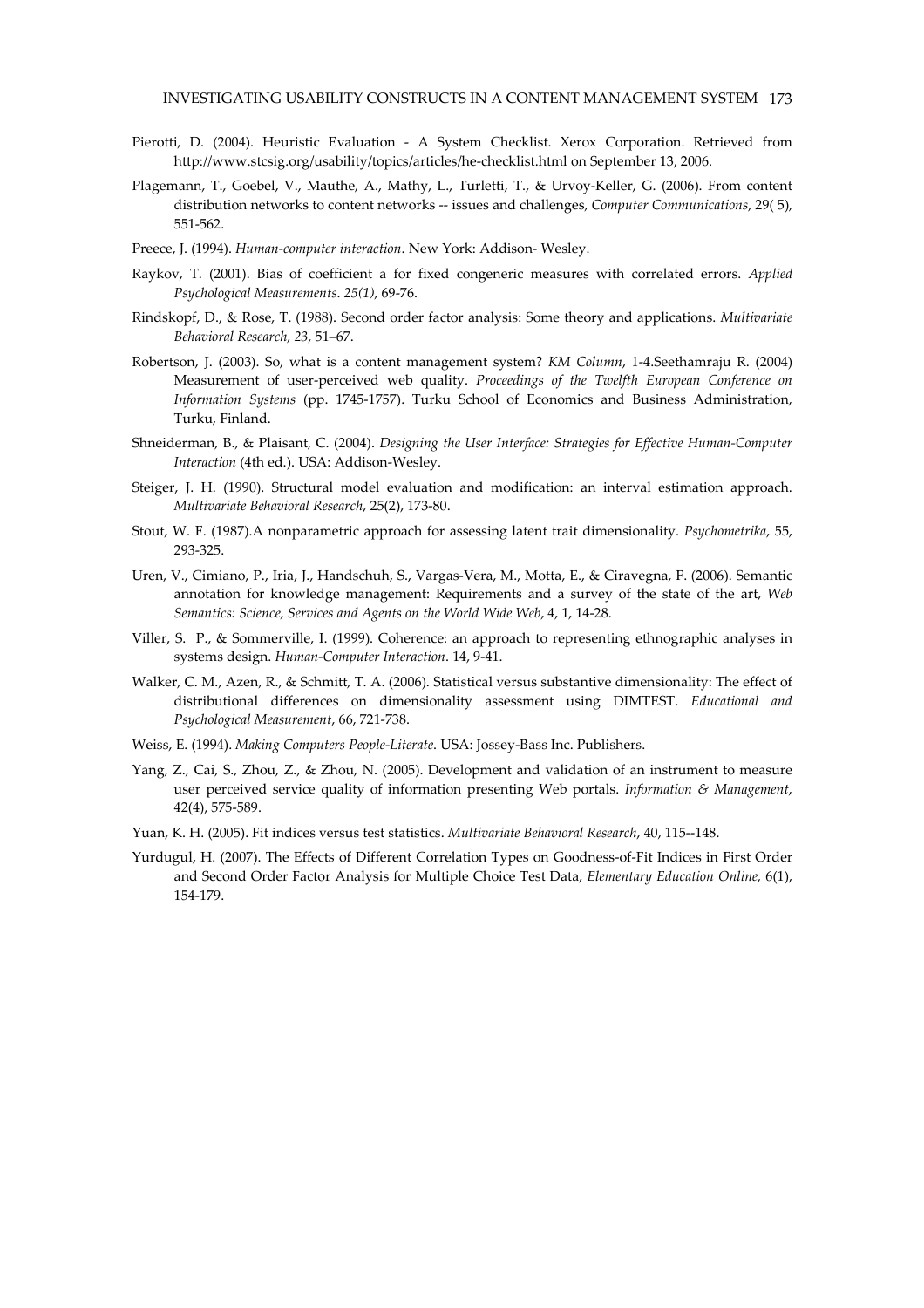Pierotti, D. (2004). Heuristic Evaluation - A System Checklist. Xerox Corporation. Retrieved from http://www.stcsig.org/usability/topics/articles/he-checklist.html on September 13, 2006.

Plagemann, T., Goebel, V., Mauthe, A., Mathy, L., Turletti, T., & Urvoy-Keller, G. (2006). From content distribution networks to content networks -- issues and challenges, *Computer Communications*, 29( 5), 551-562.

Preece, J. (1994). *Human-computer interaction*. New York: Addison- Wesley.

Raykov, T. (2001). Bias of coefficient a for fixed congeneric measures with correlated errors. *Applied Psychological Measurements. 25(1)*, 69-76.

Rindskopf, D., & Rose, T. (1988). Second order factor analysis: Some theory and applications. *Multivariate Behavioral Research, 23,* 51–67.

Robertson, J. (2003). So, what is a content management system? *KM Column*, 1-4.Seethamraju R. (2004) Measurement of user-perceived web quality. *Proceedings of the Twelfth European Conference on Information Systems* (pp. 1745-1757). Turku School of Economics and Business Administration, Turku, Finland.

Shneiderman, B., & Plaisant, C. (2004). *Designing the User Interface: Strategies for Effective Human-Computer Interaction* (4th ed.). USA: Addison-Wesley.

Steiger, J. H. (1990). Structural model evaluation and modification: an interval estimation approach. *Multivariate Behavioral Research*, 25(2), 173-80.

Stout, W. F. (1987).A nonparametric approach for assessing latent trait dimensionality. *Psychometrika*, 55, 293-325.

Uren, V., Cimiano, P., Iria, J., Handschuh, S., Vargas-Vera, M., Motta, E., & Ciravegna, F. (2006). Semantic annotation for knowledge management: Requirements and a survey of the state of the art, *Web Semantics: Science, Services and Agents on the World Wide Web*, 4, 1, 14-28.

Viller, S. P., & Sommerville, I. (1999). Coherence: an approach to representing ethnographic analyses in systems design. *Human-Computer Interaction*. 14, 9-41.

Walker, C. M., Azen, R., & Schmitt, T. A. (2006). Statistical versus substantive dimensionality: The effect of distributional differences on dimensionality assessment using DIMTEST. *Educational and Psychological Measurement*, 66, 721-738.

Weiss, E. (1994). *Making Computers People-Literate*. USA: Jossey-Bass Inc. Publishers.

Yang, Z., Cai, S., Zhou, Z., & Zhou, N. (2005). Development and validation of an instrument to measure user perceived service quality of information presenting Web portals. *Information & Management*, 42(4), 575-589.

Yuan, K. H. (2005). Fit indices versus test statistics. *Multivariate Behavioral Research*, 40, 115--148.

Yurdugul, H. (2007). The Effects of Different Correlation Types on Goodness-of-Fit Indices in First Order and Second Order Factor Analysis for Multiple Choice Test Data, *Elementary Education Online,* 6(1), 154-179.